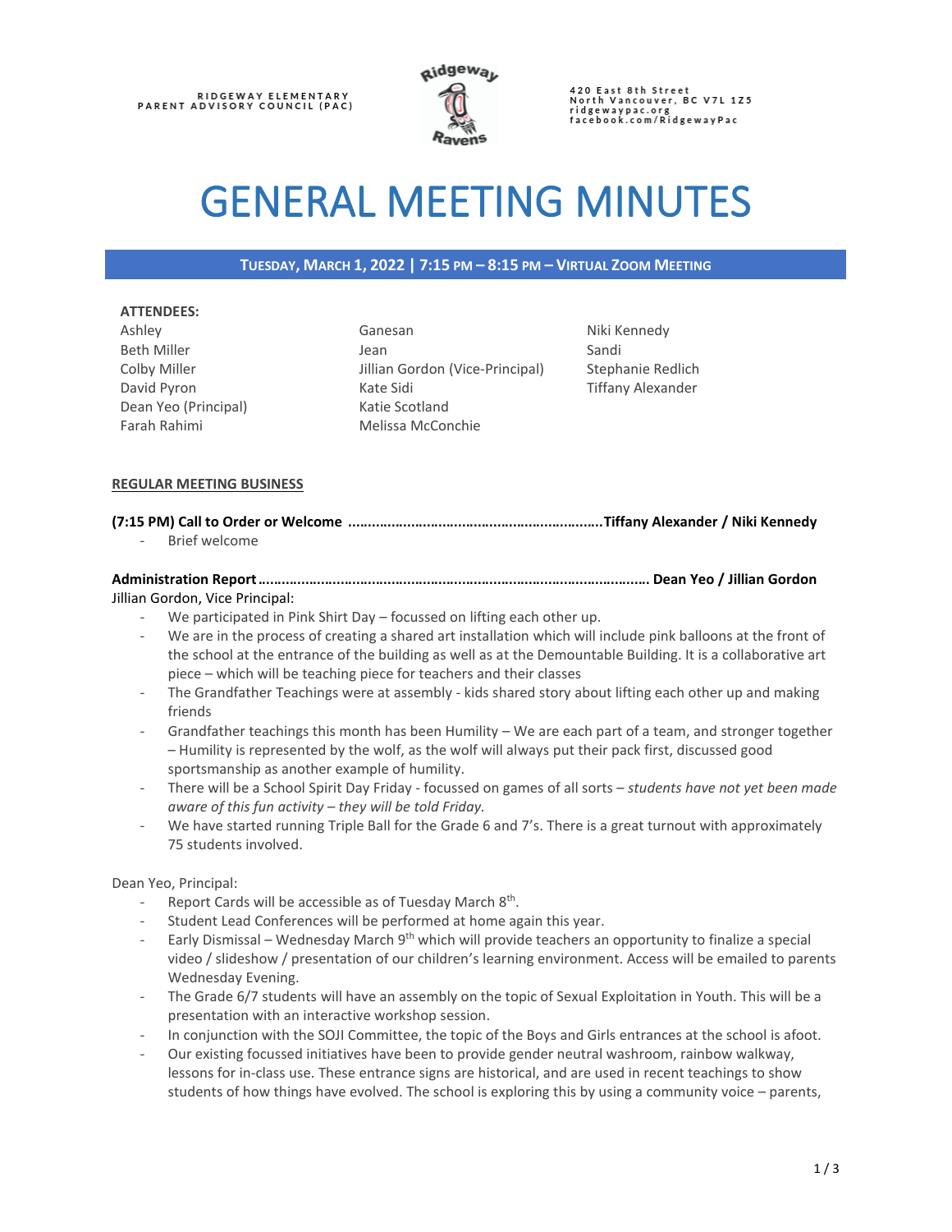RIDGEWAY ELEMENTARY
PARENT ADVISORY COUNCIL (PAC)

420 East 8th Street
North Vancouver, BC V7L 1Z5
ridgewaypac.org
facebook.com/RidgewayPac

# GENERAL MEETING MINUTES

**TUESDAY, MARCH 1, 2022 | 7:15 PM – 8:15 PM – VIRTUAL ZOOM MEETING**

**ATTENDEES:**

| | | |
|---|---|---|
| Ashley | Ganesan | Niki Kennedy |
| Beth Miller | Jean | Sandi |
| Colby Miller | Jillian Gordon (Vice-Principal) | Stephanie Redlich |
| David Pyron | Kate Sidi | Tiffany Alexander |
| Dean Yeo (Principal) | Katie Scotland | |
| Farah Rahimi | Melissa McConchie | |

**REGULAR MEETING BUSINESS**

**(7:15 PM) Call to Order or Welcome ……………………………………………………….Tiffany Alexander / Niki Kennedy**

- Brief welcome

**Administration Report ……………………………………………………………………………………. Dean Yeo / Jillian Gordon**

Jillian Gordon, Vice Principal:

- We participated in Pink Shirt Day – focussed on lifting each other up.
- We are in the process of creating a shared art installation which will include pink balloons at the front of the school at the entrance of the building as well as at the Demountable Building. It is a collaborative art piece – which will be teaching piece for teachers and their classes
- The Grandfather Teachings were at assembly - kids shared story about lifting each other up and making friends
- Grandfather teachings this month has been Humility – We are each part of a team, and stronger together – Humility is represented by the wolf, as the wolf will always put their pack first, discussed good sportsmanship as another example of humility.
- There will be a School Spirit Day Friday - focussed on games of all sorts – *students have not yet been made aware of this fun activity – they will be told Friday.*
- We have started running Triple Ball for the Grade 6 and 7's. There is a great turnout with approximately 75 students involved.

Dean Yeo, Principal:

- Report Cards will be accessible as of Tuesday March 8th.
- Student Lead Conferences will be performed at home again this year.
- Early Dismissal – Wednesday March 9th which will provide teachers an opportunity to finalize a special video / slideshow / presentation of our children's learning environment. Access will be emailed to parents Wednesday Evening.
- The Grade 6/7 students will have an assembly on the topic of Sexual Exploitation in Youth. This will be a presentation with an interactive workshop session.
- In conjunction with the SOJI Committee, the topic of the Boys and Girls entrances at the school is afoot.
- Our existing focussed initiatives have been to provide gender neutral washroom, rainbow walkway, lessons for in-class use. These entrance signs are historical, and are used in recent teachings to show students of how things have evolved. The school is exploring this by using a community voice – parents,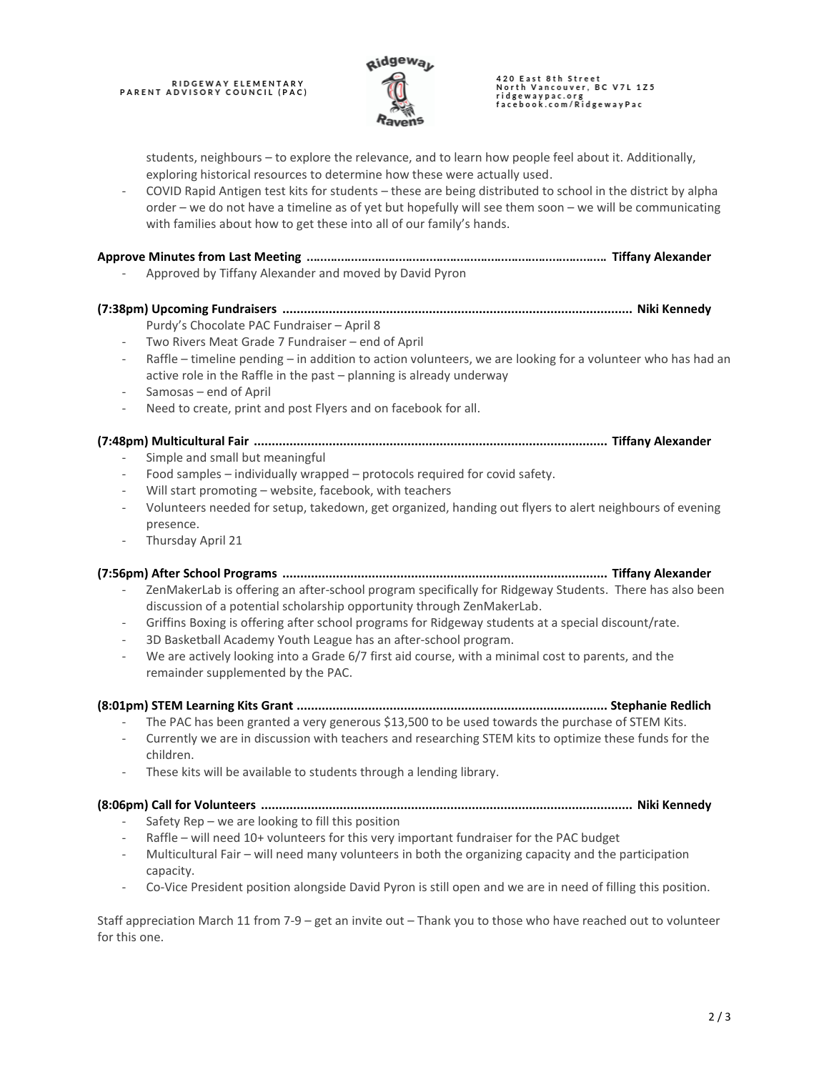students, neighbours – to explore the relevance, and to learn how people feel about it. Additionally, exploring historical resources to determine how these were actually used.

- COVID Rapid Antigen test kits for students – these are being distributed to school in the district by alpha order – we do not have a timeline as of yet but hopefully will see them soon – we will be communicating with families about how to get these into all of our family's hands.

**Approve Minutes from Last Meeting ………………………………………………………………………… Tiffany Alexander**

- Approved by Tiffany Alexander and moved by David Pyron

**(7:38pm) Upcoming Fundraisers ................................................................................................ Niki Kennedy**

Purdy's Chocolate PAC Fundraiser – April 8

- Two Rivers Meat Grade 7 Fundraiser – end of April
- Raffle – timeline pending – in addition to action volunteers, we are looking for a volunteer who has had an active role in the Raffle in the past – planning is already underway
- Samosas – end of April
- Need to create, print and post Flyers and on facebook for all.

**(7:48pm) Multicultural Fair ................................................................................................ Tiffany Alexander**

- Simple and small but meaningful
- Food samples – individually wrapped – protocols required for covid safety.
- Will start promoting – website, facebook, with teachers
- Volunteers needed for setup, takedown, get organized, handing out flyers to alert neighbours of evening presence.
- Thursday April 21

**(7:56pm) After School Programs ......................................................................................... Tiffany Alexander**

- ZenMakerLab is offering an after-school program specifically for Ridgeway Students. There has also been discussion of a potential scholarship opportunity through ZenMakerLab.
- Griffins Boxing is offering after school programs for Ridgeway students at a special discount/rate.
- 3D Basketball Academy Youth League has an after-school program.
- We are actively looking into a Grade 6/7 first aid course, with a minimal cost to parents, and the remainder supplemented by the PAC.

**(8:01pm) STEM Learning Kits Grant ..................................................................................... Stephanie Redlich**

- The PAC has been granted a very generous $13,500 to be used towards the purchase of STEM Kits.
- Currently we are in discussion with teachers and researching STEM kits to optimize these funds for the children.
- These kits will be available to students through a lending library.

**(8:06pm) Call for Volunteers ....................................................................................................... Niki Kennedy**

- Safety Rep – we are looking to fill this position
- Raffle – will need 10+ volunteers for this very important fundraiser for the PAC budget
- Multicultural Fair – will need many volunteers in both the organizing capacity and the participation capacity.
- Co-Vice President position alongside David Pyron is still open and we are in need of filling this position.

Staff appreciation March 11 from 7-9 – get an invite out – Thank you to those who have reached out to volunteer for this one.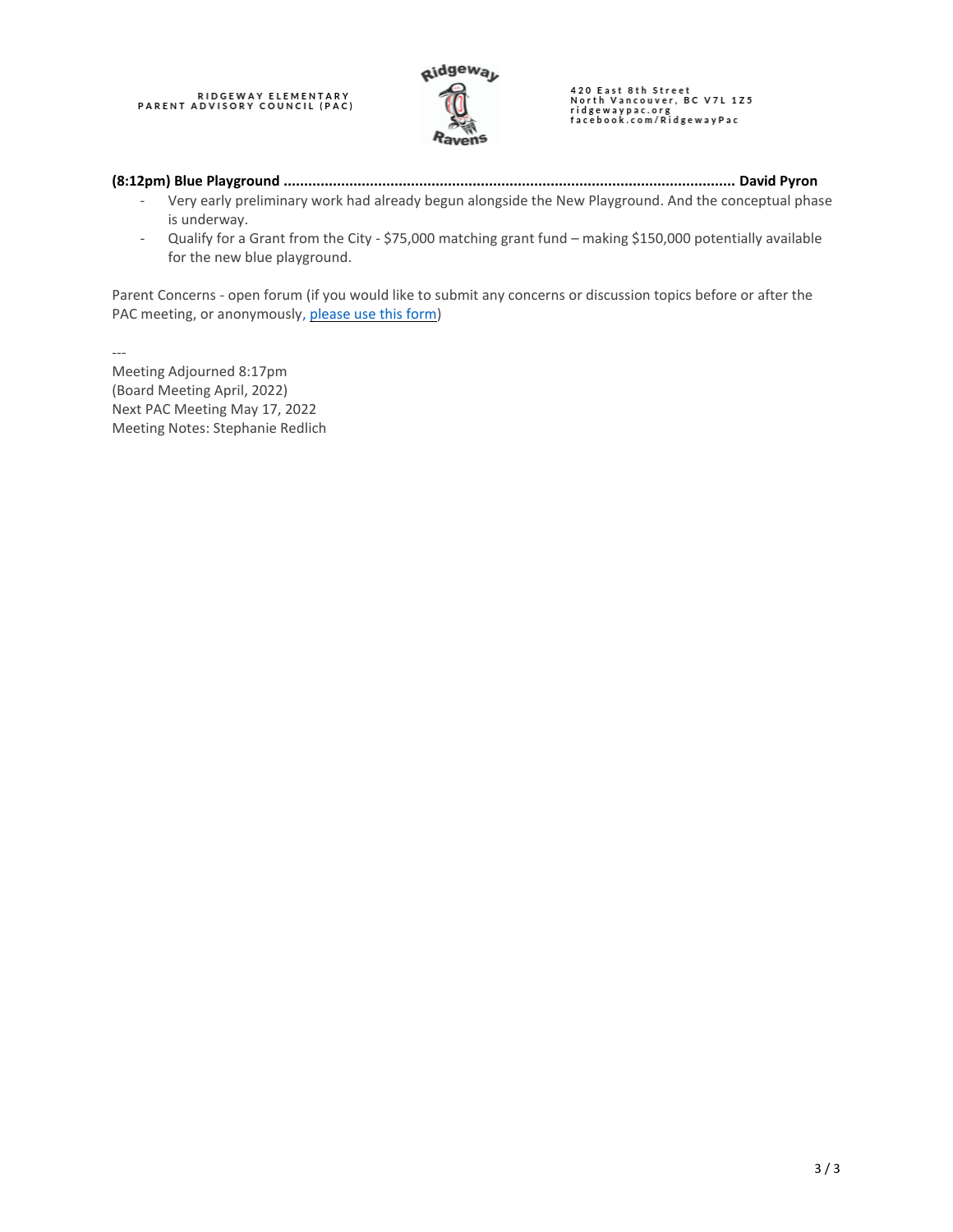**(8:12pm) Blue Playground .......................................................................................................... David Pyron**

- Very early preliminary work had already begun alongside the New Playground. And the conceptual phase is underway.
- Qualify for a Grant from the City - $75,000 matching grant fund – making $150,000 potentially available for the new blue playground.

Parent Concerns - open forum (if you would like to submit any concerns or discussion topics before or after the PAC meeting, or anonymously, please use this form)

---

Meeting Adjourned 8:17pm
(Board Meeting April, 2022)
Next PAC Meeting May 17, 2022
Meeting Notes: Stephanie Redlich